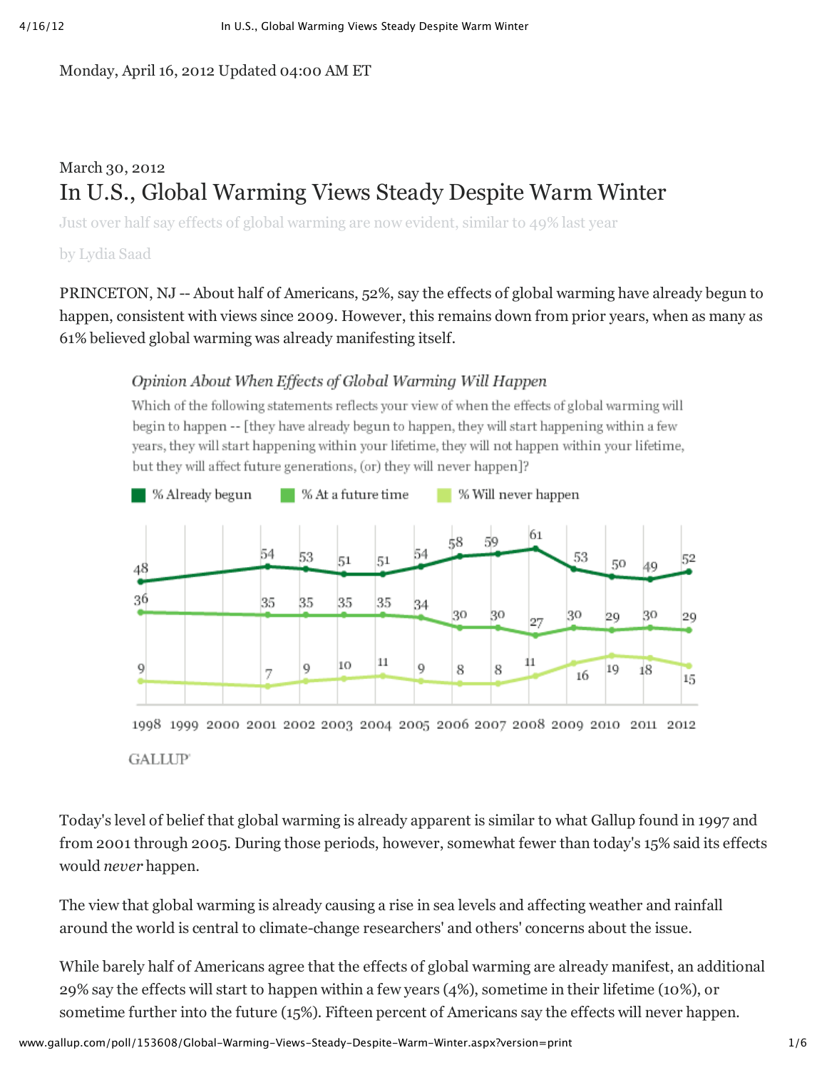Monday, April 16, 2012 Updated 04:00 AM ET

March 30, 2012

# In U.S., Global Warming Views Steady Despite Warm Winter

Just over half say effects of global warming are now evident, similar to 49% last year

by Lydia Saad

PRINCETON, NJ -- About half of Americans, 52%, say the effects of global warming have already begun to happen, consistent with views since 2009. However, this remains down from prior years, when as many as 61% believed global warming was already manifesting itself.

**Opinion About When Effects of Global Warming Will Happen**

Which of the following statements reflects your view of when the effects of global warming will begin to happen -- [they have already begun to happen, they will start happening within a few years, they will start happening within your lifetime, they will not happen within your lifetime, but they will affect future generations, (or) they will never happen]?

| Year | % Already begun | % At a future time | % Will never happen |
|---|---|---|---|
| 1998 | 48 | 36 | 9 |
| 2001 | 54 | 35 | 7 |
| 2002 | 53 | 35 | 9 |
| 2003 | 51 | 35 | 10 |
| 2004 | 51 | 35 | 11 |
| 2005 | 54 | 34 | 9 |
| 2006 | 58 | 30 | 8 |
| 2007 | 59 | 30 | 8 |
| 2008 | 61 | 27 | 11 |
| 2009 | 53 | 30 | 16 |
| 2010 | 50 | 29 | 19 |
| 2011 | 49 | 30 | 18 |
| 2012 | 52 | 29 | 15 |

GALLUP

Today's level of belief that global warming is already apparent is similar to what Gallup found in 1997 and from 2001 through 2005. During those periods, however, somewhat fewer than today's 15% said its effects would *never* happen.

The view that global warming is already causing a rise in sea levels and affecting weather and rainfall around the world is central to climate-change researchers' and others' concerns about the issue.

While barely half of Americans agree that the effects of global warming are already manifest, an additional 29% say the effects will start to happen within a few years (4%), sometime in their lifetime (10%), or sometime further into the future (15%). Fifteen percent of Americans say the effects will never happen.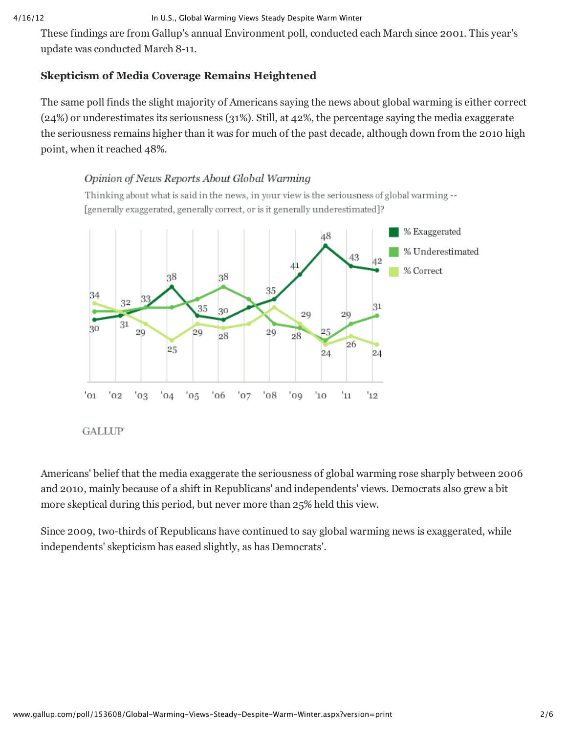These findings are from Gallup's annual Environment poll, conducted each March since 2001. This year's update was conducted March 8-11.

### Skepticism of Media Coverage Remains Heightened

The same poll finds the slight majority of Americans saying the news about global warming is either correct (24%) or underestimates its seriousness (31%). Still, at 42%, the percentage saying the media exaggerate the seriousness remains higher than it was for much of the past decade, although down from the 2010 high point, when it reached 48%.

*Opinion of News Reports About Global Warming*

Thinking about what is said in the news, in your view is the seriousness of global warming -- [generally exaggerated, generally correct, or is it generally underestimated]?

Americans' belief that the media exaggerate the seriousness of global warming rose sharply between 2006 and 2010, mainly because of a shift in Republicans' and independents' views. Democrats also grew a bit more skeptical during this period, but never more than 25% held this view.

Since 2009, two-thirds of Republicans have continued to say global warming news is exaggerated, while independents' skepticism has eased slightly, as has Democrats'.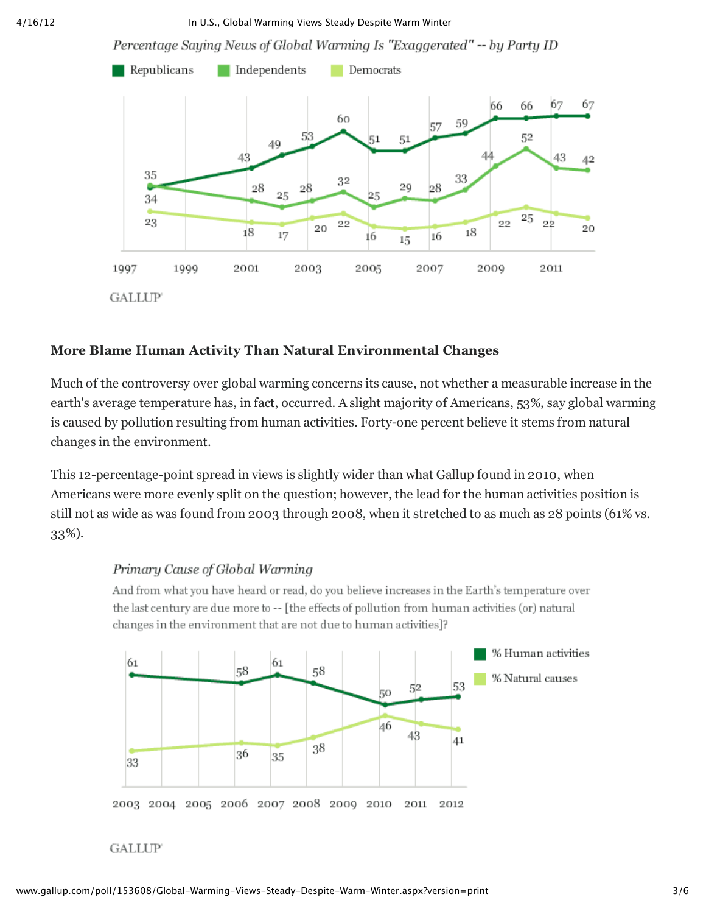Percentage Saying News of Global Warming Is "Exaggerated" -- by Party ID

| Year | Republicans | Independents | Democrats |
|---|---|---|---|
| 1998 | 34 | 35 | 23 |
| 2001 | 43 | 28 | 18 |
| 2002 | 49 | 25 | 17 |
| 2003 | 53 | 28 | 20 |
| 2004 | 60 | 32 | 22 |
| 2005 | 51 | 25 | 16 |
| 2006 | 51 | 29 | 15 |
| 2007 | 57 | 28 | 16 |
| 2008 | 59 | 33 | 18 |
| 2009 | 66 | 44 | 22 |
| 2010 | 66 | 52 | 25 |
| 2011 | 67 | 43 | 22 |
| 2012 | 67 | 42 | 20 |

GALLUP

### More Blame Human Activity Than Natural Environmental Changes

Much of the controversy over global warming concerns its cause, not whether a measurable increase in the earth's average temperature has, in fact, occurred. A slight majority of Americans, 53%, say global warming is caused by pollution resulting from human activities. Forty-one percent believe it stems from natural changes in the environment.

This 12-percentage-point spread in views is slightly wider than what Gallup found in 2010, when Americans were more evenly split on the question; however, the lead for the human activities position is still not as wide as was found from 2003 through 2008, when it stretched to as much as 28 points (61% vs. 33%).

Primary Cause of Global Warming

And from what you have heard or read, do you believe increases in the Earth's temperature over the last century are due more to -- [the effects of pollution from human activities (or) natural changes in the environment that are not due to human activities]?

| Year | % Human activities | % Natural causes |
|---|---|---|
| 2003 | 61 | 33 |
| 2006 | 58 | 36 |
| 2007 | 61 | 35 |
| 2008 | 58 | 38 |
| 2010 | 50 | 46 |
| 2011 | 52 | 43 |
| 2012 | 53 | 41 |

GALLUP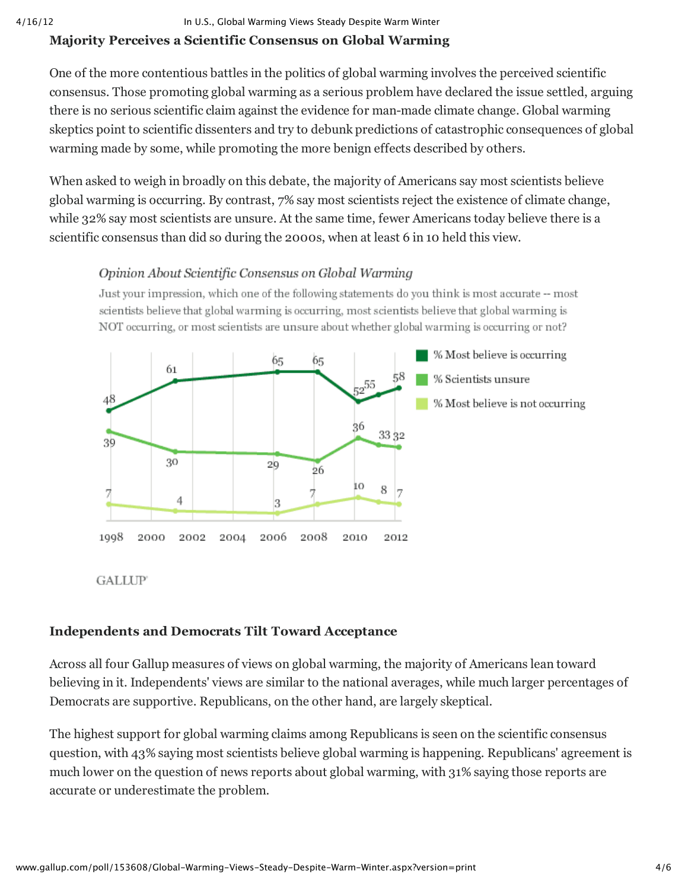## Majority Perceives a Scientific Consensus on Global Warming

One of the more contentious battles in the politics of global warming involves the perceived scientific consensus. Those promoting global warming as a serious problem have declared the issue settled, arguing there is no serious scientific claim against the evidence for man-made climate change. Global warming skeptics point to scientific dissenters and try to debunk predictions of catastrophic consequences of global warming made by some, while promoting the more benign effects described by others.

When asked to weigh in broadly on this debate, the majority of Americans say most scientists believe global warming is occurring. By contrast, 7% say most scientists reject the existence of climate change, while 32% say most scientists are unsure. At the same time, fewer Americans today believe there is a scientific consensus than did so during the 2000s, when at least 6 in 10 held this view.

*Opinion About Scientific Consensus on Global Warming*

Just your impression, which one of the following statements do you think is most accurate -- most scientists believe that global warming is occurring, most scientists believe that global warming is NOT occurring, or most scientists are unsure about whether global warming is occurring or not?

| | % Most believe is occurring | % Scientists unsure | % Most believe is not occurring |
|---|---|---|---|
| 1998 | 48 | 39 | 7 |
| 2001 | 61 | 30 | 4 |
| 2006 | 65 | 29 | 3 |
| 2008 | 65 | 26 | 7 |
| 2010 | 52 | 36 | 10 |
| 2011 | 55 | 33 | 8 |
| 2012 | 58 | 32 | 7 |

GALLUP

## Independents and Democrats Tilt Toward Acceptance

Across all four Gallup measures of views on global warming, the majority of Americans lean toward believing in it. Independents' views are similar to the national averages, while much larger percentages of Democrats are supportive. Republicans, on the other hand, are largely skeptical.

The highest support for global warming claims among Republicans is seen on the scientific consensus question, with 43% saying most scientists believe global warming is happening. Republicans' agreement is much lower on the question of news reports about global warming, with 31% saying those reports are accurate or underestimate the problem.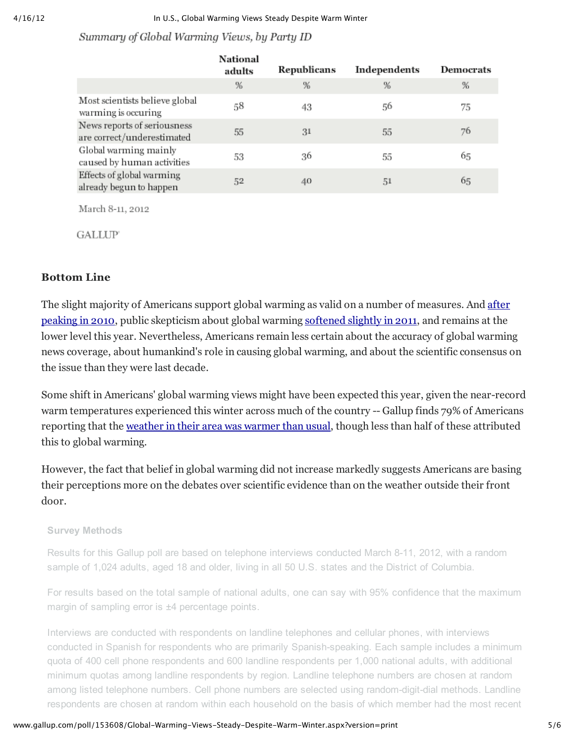*Summary of Global Warming Views, by Party ID*

| | National adults | Republicans | Independents | Democrats |
|---|---|---|---|---|
| | % | % | % | % |
| Most scientists believe global warming is occuring | 58 | 43 | 56 | 75 |
| News reports of seriousness are correct/underestimated | 55 | 31 | 55 | 76 |
| Global warming mainly caused by human activities | 53 | 36 | 55 | 65 |
| Effects of global warming already begun to happen | 52 | 40 | 51 | 65 |

March 8-11, 2012

GALLUP

### Bottom Line

The slight majority of Americans support global warming as valid on a number of measures. And after peaking in 2010, public skepticism about global warming softened slightly in 2011, and remains at the lower level this year. Nevertheless, Americans remain less certain about the accuracy of global warming news coverage, about humankind's role in causing global warming, and about the scientific consensus on the issue than they were last decade.

Some shift in Americans' global warming views might have been expected this year, given the near-record warm temperatures experienced this winter across much of the country -- Gallup finds 79% of Americans reporting that the weather in their area was warmer than usual, though less than half of these attributed this to global warming.

However, the fact that belief in global warming did not increase markedly suggests Americans are basing their perceptions more on the debates over scientific evidence than on the weather outside their front door.

#### Survey Methods

Results for this Gallup poll are based on telephone interviews conducted March 8-11, 2012, with a random sample of 1,024 adults, aged 18 and older, living in all 50 U.S. states and the District of Columbia.

For results based on the total sample of national adults, one can say with 95% confidence that the maximum margin of sampling error is ±4 percentage points.

Interviews are conducted with respondents on landline telephones and cellular phones, with interviews conducted in Spanish for respondents who are primarily Spanish-speaking. Each sample includes a minimum quota of 400 cell phone respondents and 600 landline respondents per 1,000 national adults, with additional minimum quotas among landline respondents by region. Landline telephone numbers are chosen at random among listed telephone numbers. Cell phone numbers are selected using random-digit-dial methods. Landline respondents are chosen at random within each household on the basis of which member had the most recent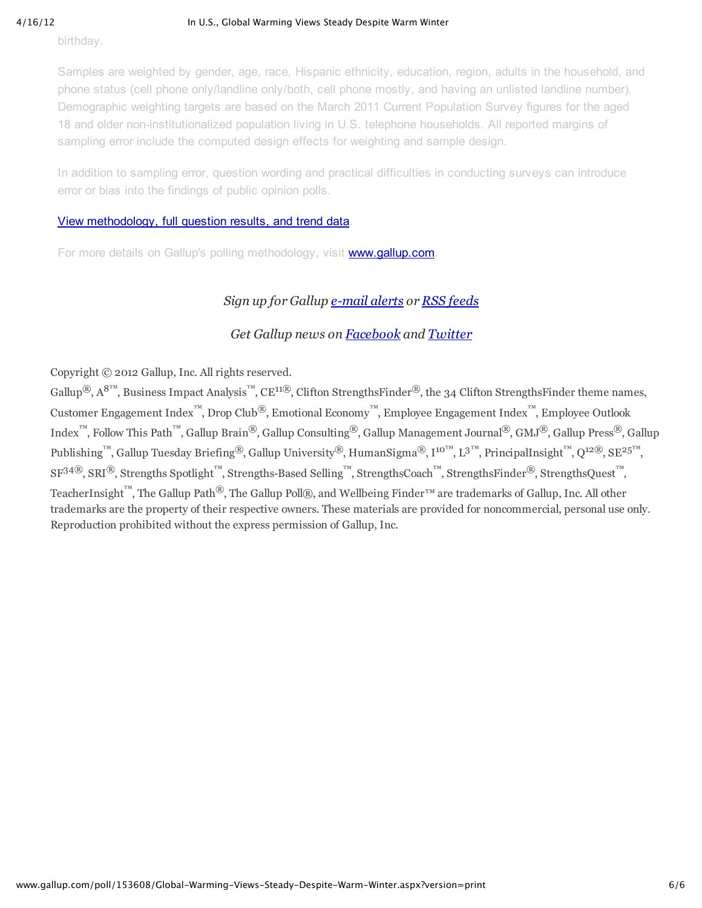birthday.

Samples are weighted by gender, age, race, Hispanic ethnicity, education, region, adults in the household, and phone status (cell phone only/landline only/both, cell phone mostly, and having an unlisted landline number). Demographic weighting targets are based on the March 2011 Current Population Survey figures for the aged 18 and older non-institutionalized population living in U.S. telephone households. All reported margins of sampling error include the computed design effects for weighting and sample design.

In addition to sampling error, question wording and practical difficulties in conducting surveys can introduce error or bias into the findings of public opinion polls.

View methodology, full question results, and trend data.

For more details on Gallup's polling methodology, visit www.gallup.com.

*Sign up for Gallup e-mail alerts or RSS feeds*

*Get Gallup news on Facebook and Twitter*

Copyright © 2012 Gallup, Inc. All rights reserved.

Gallup®, A8™, Business Impact Analysis™, CE11®, Clifton StrengthsFinder®, the 34 Clifton StrengthsFinder theme names, Customer Engagement Index™, Drop Club®, Emotional Economy™, Employee Engagement Index™, Employee Outlook Index™, Follow This Path™, Gallup Brain®, Gallup Consulting®, Gallup Management Journal®, GMJ®, Gallup Press®, Gallup Publishing™, Gallup Tuesday Briefing®, Gallup University®, HumanSigma®, I10™, L3™, PrincipalInsight™, Q12®, SE25™, SF34®, SRI®, Strengths Spotlight™, Strengths-Based Selling™, StrengthsCoach™, StrengthsFinder®, StrengthsQuest™, TeacherInsight™, The Gallup Path®, The Gallup Poll®, and Wellbeing Finder™ are trademarks of Gallup, Inc. All other trademarks are the property of their respective owners. These materials are provided for noncommercial, personal use only. Reproduction prohibited without the express permission of Gallup, Inc.